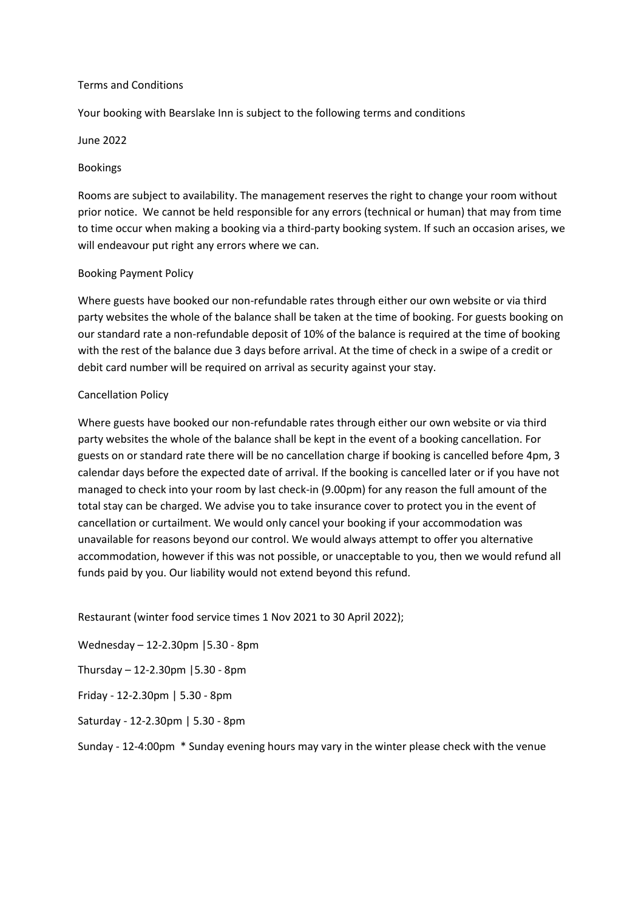# Terms and Conditions

Your booking with Bearslake Inn is subject to the following terms and conditions

June 2022

## Bookings

Rooms are subject to availability. The management reserves the right to change your room without prior notice. We cannot be held responsible for any errors (technical or human) that may from time to time occur when making a booking via a third-party booking system. If such an occasion arises, we will endeavour put right any errors where we can.

## Booking Payment Policy

Where guests have booked our non-refundable rates through either our own website or via third party websites the whole of the balance shall be taken at the time of booking. For guests booking on our standard rate a non-refundable deposit of 10% of the balance is required at the time of booking with the rest of the balance due 3 days before arrival. At the time of check in a swipe of a credit or debit card number will be required on arrival as security against your stay.

## Cancellation Policy

Where guests have booked our non-refundable rates through either our own website or via third party websites the whole of the balance shall be kept in the event of a booking cancellation. For guests on or standard rate there will be no cancellation charge if booking is cancelled before 4pm, 3 calendar days before the expected date of arrival. If the booking is cancelled later or if you have not managed to check into your room by last check-in (9.00pm) for any reason the full amount of the total stay can be charged. We advise you to take insurance cover to protect you in the event of cancellation or curtailment. We would only cancel your booking if your accommodation was unavailable for reasons beyond our control. We would always attempt to offer you alternative accommodation, however if this was not possible, or unacceptable to you, then we would refund all funds paid by you. Our liability would not extend beyond this refund.

Restaurant (winter food service times 1 Nov 2021 to 30 April 2022);

Wednesday – 12-2.30pm |5.30 - 8pm

Thursday – 12-2.30pm |5.30 - 8pm

Friday - 12-2.30pm | 5.30 - 8pm

Saturday - 12-2.30pm | 5.30 - 8pm

Sunday - 12-4:00pm * Sunday evening hours may vary in the winter please check with the venue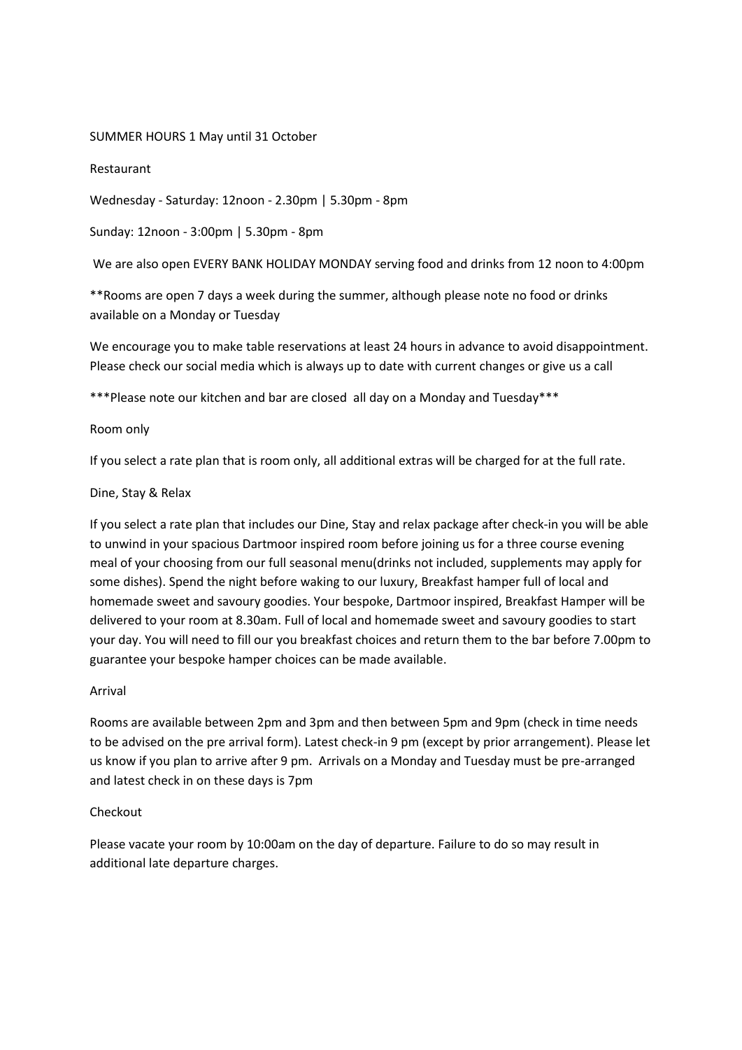SUMMER HOURS 1 May until 31 October

Restaurant

Wednesday - Saturday: 12noon - 2.30pm | 5.30pm - 8pm

Sunday: 12noon - 3:00pm | 5.30pm - 8pm

We are also open EVERY BANK HOLIDAY MONDAY serving food and drinks from 12 noon to 4:00pm

**Rooms are open 7 days a week during the summer, although please note no food or drinks available on a Monday or Tuesday

We encourage you to make table reservations at least 24 hours in advance to avoid disappointment. Please check our social media which is always up to date with current changes or give us a call

***Please note our kitchen and bar are closed all day on a Monday and Tuesday***

Room only

If you select a rate plan that is room only, all additional extras will be charged for at the full rate.

Dine, Stay & Relax

If you select a rate plan that includes our Dine, Stay and relax package after check-in you will be able to unwind in your spacious Dartmoor inspired room before joining us for a three course evening meal of your choosing from our full seasonal menu(drinks not included, supplements may apply for some dishes). Spend the night before waking to our luxury, Breakfast hamper full of local and homemade sweet and savoury goodies. Your bespoke, Dartmoor inspired, Breakfast Hamper will be delivered to your room at 8.30am. Full of local and homemade sweet and savoury goodies to start your day. You will need to fill our you breakfast choices and return them to the bar before 7.00pm to guarantee your bespoke hamper choices can be made available.

Arrival

Rooms are available between 2pm and 3pm and then between 5pm and 9pm (check in time needs to be advised on the pre arrival form). Latest check-in 9 pm (except by prior arrangement). Please let us know if you plan to arrive after 9 pm. Arrivals on a Monday and Tuesday must be pre-arranged and latest check in on these days is 7pm

Checkout

Please vacate your room by 10:00am on the day of departure. Failure to do so may result in additional late departure charges.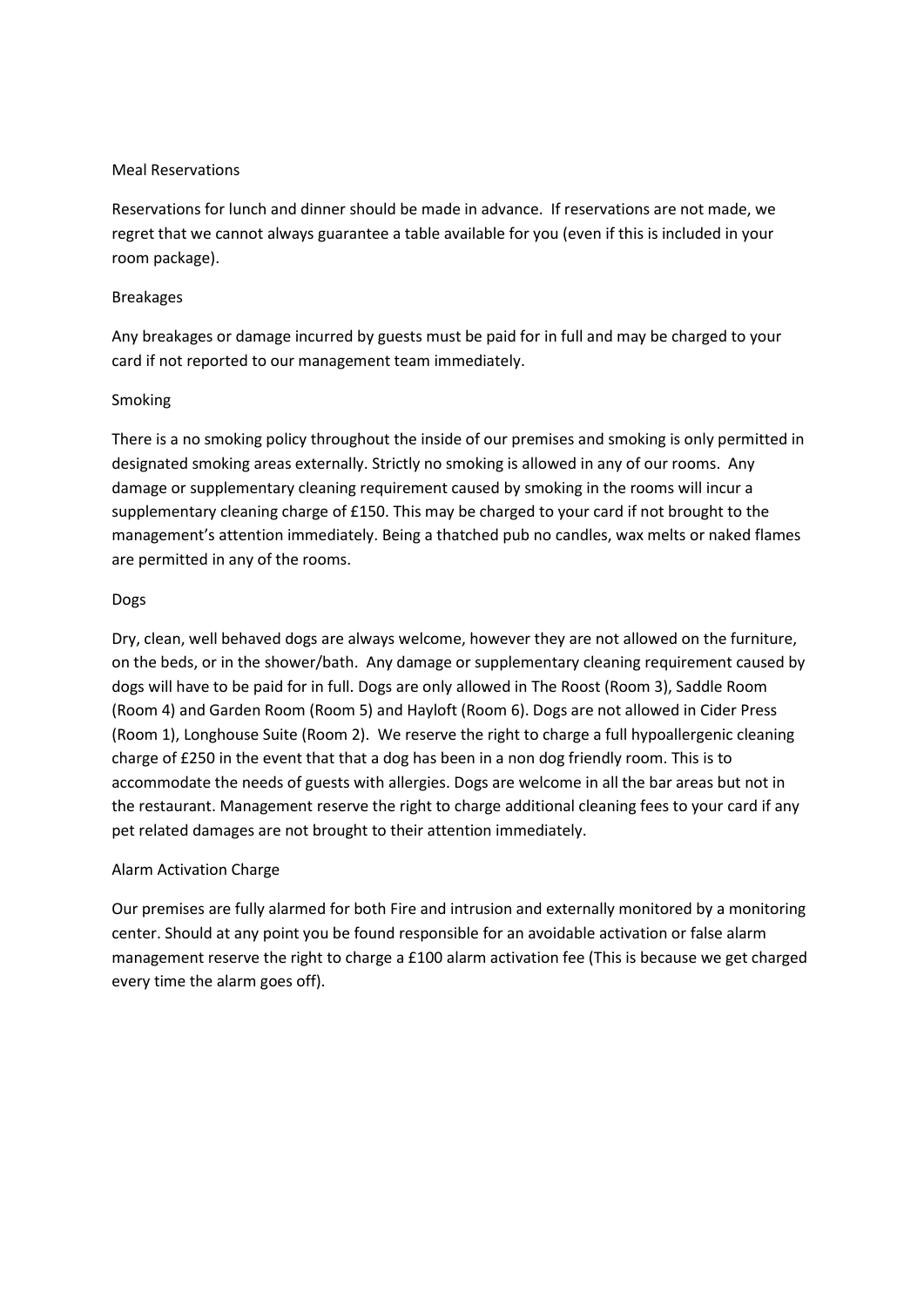## Meal Reservations

Reservations for lunch and dinner should be made in advance. If reservations are not made, we regret that we cannot always guarantee a table available for you (even if this is included in your room package).

## Breakages

Any breakages or damage incurred by guests must be paid for in full and may be charged to your card if not reported to our management team immediately.

## Smoking

There is a no smoking policy throughout the inside of our premises and smoking is only permitted in designated smoking areas externally. Strictly no smoking is allowed in any of our rooms. Any damage or supplementary cleaning requirement caused by smoking in the rooms will incur a supplementary cleaning charge of £150. This may be charged to your card if not brought to the management's attention immediately. Being a thatched pub no candles, wax melts or naked flames are permitted in any of the rooms.

## Dogs

Dry, clean, well behaved dogs are always welcome, however they are not allowed on the furniture, on the beds, or in the shower/bath. Any damage or supplementary cleaning requirement caused by dogs will have to be paid for in full. Dogs are only allowed in The Roost (Room 3), Saddle Room (Room 4) and Garden Room (Room 5) and Hayloft (Room 6). Dogs are not allowed in Cider Press (Room 1), Longhouse Suite (Room 2). We reserve the right to charge a full hypoallergenic cleaning charge of £250 in the event that that a dog has been in a non dog friendly room. This is to accommodate the needs of guests with allergies. Dogs are welcome in all the bar areas but not in the restaurant. Management reserve the right to charge additional cleaning fees to your card if any pet related damages are not brought to their attention immediately.

## Alarm Activation Charge

Our premises are fully alarmed for both Fire and intrusion and externally monitored by a monitoring center. Should at any point you be found responsible for an avoidable activation or false alarm management reserve the right to charge a £100 alarm activation fee (This is because we get charged every time the alarm goes off).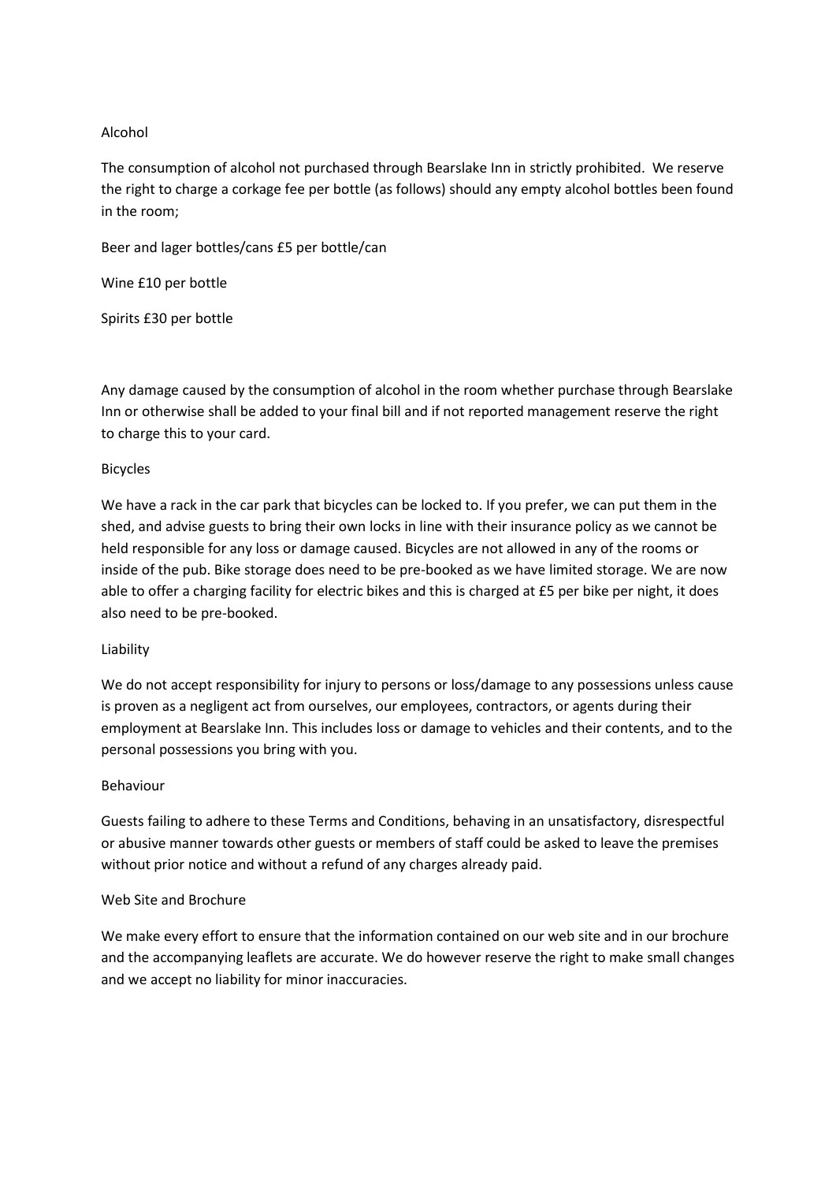## Alcohol

The consumption of alcohol not purchased through Bearslake Inn in strictly prohibited. We reserve the right to charge a corkage fee per bottle (as follows) should any empty alcohol bottles been found in the room;

Beer and lager bottles/cans £5 per bottle/can

Wine £10 per bottle

Spirits £30 per bottle

Any damage caused by the consumption of alcohol in the room whether purchase through Bearslake Inn or otherwise shall be added to your final bill and if not reported management reserve the right to charge this to your card.

## Bicycles

We have a rack in the car park that bicycles can be locked to. If you prefer, we can put them in the shed, and advise guests to bring their own locks in line with their insurance policy as we cannot be held responsible for any loss or damage caused. Bicycles are not allowed in any of the rooms or inside of the pub. Bike storage does need to be pre-booked as we have limited storage. We are now able to offer a charging facility for electric bikes and this is charged at £5 per bike per night, it does also need to be pre-booked.

## Liability

We do not accept responsibility for injury to persons or loss/damage to any possessions unless cause is proven as a negligent act from ourselves, our employees, contractors, or agents during their employment at Bearslake Inn. This includes loss or damage to vehicles and their contents, and to the personal possessions you bring with you.

## Behaviour

Guests failing to adhere to these Terms and Conditions, behaving in an unsatisfactory, disrespectful or abusive manner towards other guests or members of staff could be asked to leave the premises without prior notice and without a refund of any charges already paid.

## Web Site and Brochure

We make every effort to ensure that the information contained on our web site and in our brochure and the accompanying leaflets are accurate. We do however reserve the right to make small changes and we accept no liability for minor inaccuracies.